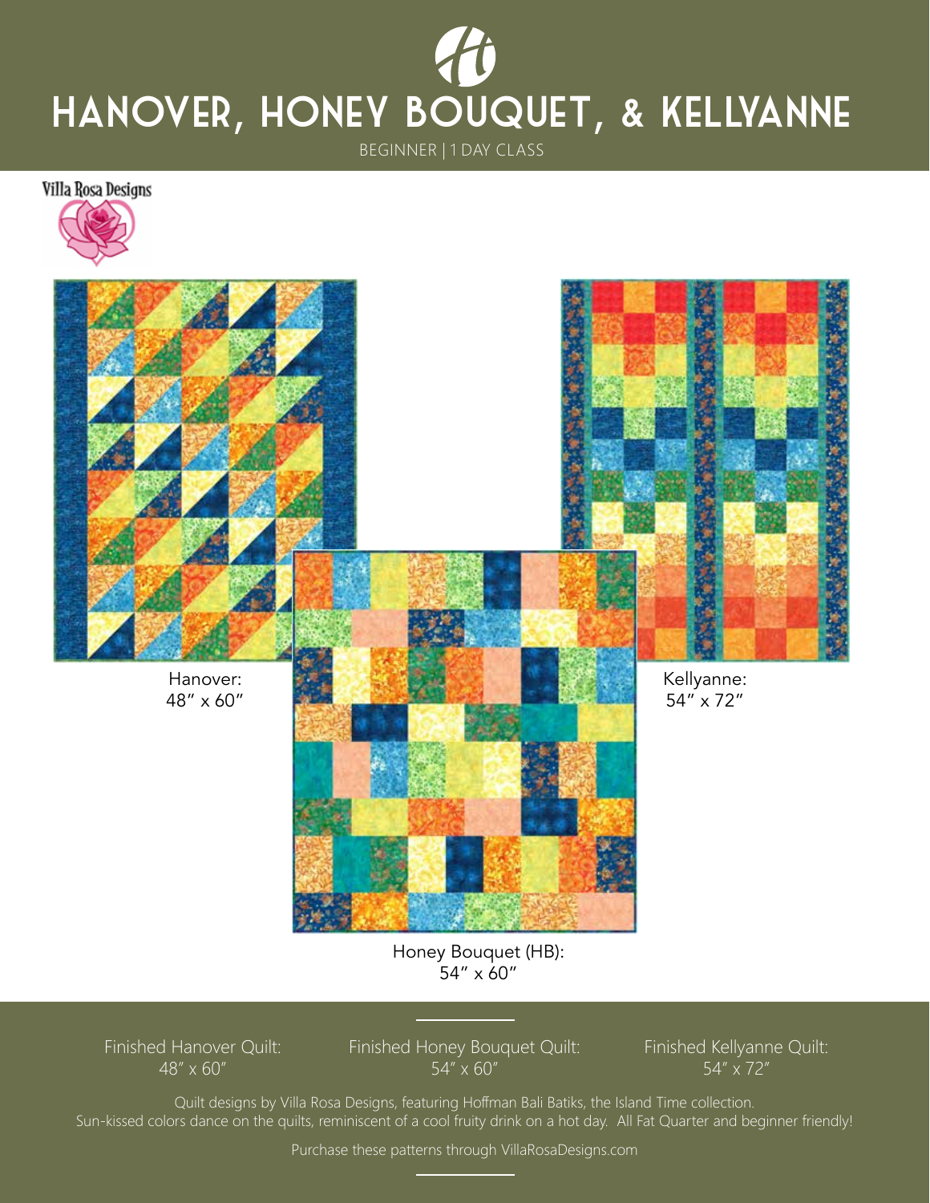# HANOVER, HONEY BOUQUET, & KELLYANNE

BEGINNER | 1 DAY CLASS

Villa Rosa Designs

Hanover:
48″ x 60″

Kellyanne:
54″ x 72″

Honey Bouquet (HB):
54″ x 60″

Finished Hanover Quilt:
48″ x 60″

Finished Honey Bouquet Quilt:
54″ x 60″

Finished Kellyanne Quilt:
54″ x 72″

Quilt designs by Villa Rosa Designs, featuring Hoffman Bali Batiks, the Island Time collection.
Sun-kissed colors dance on the quilts, reminiscent of a cool fruity drink on a hot day. All Fat Quarter and beginner friendly!

Purchase these patterns through VillaRosaDesigns.com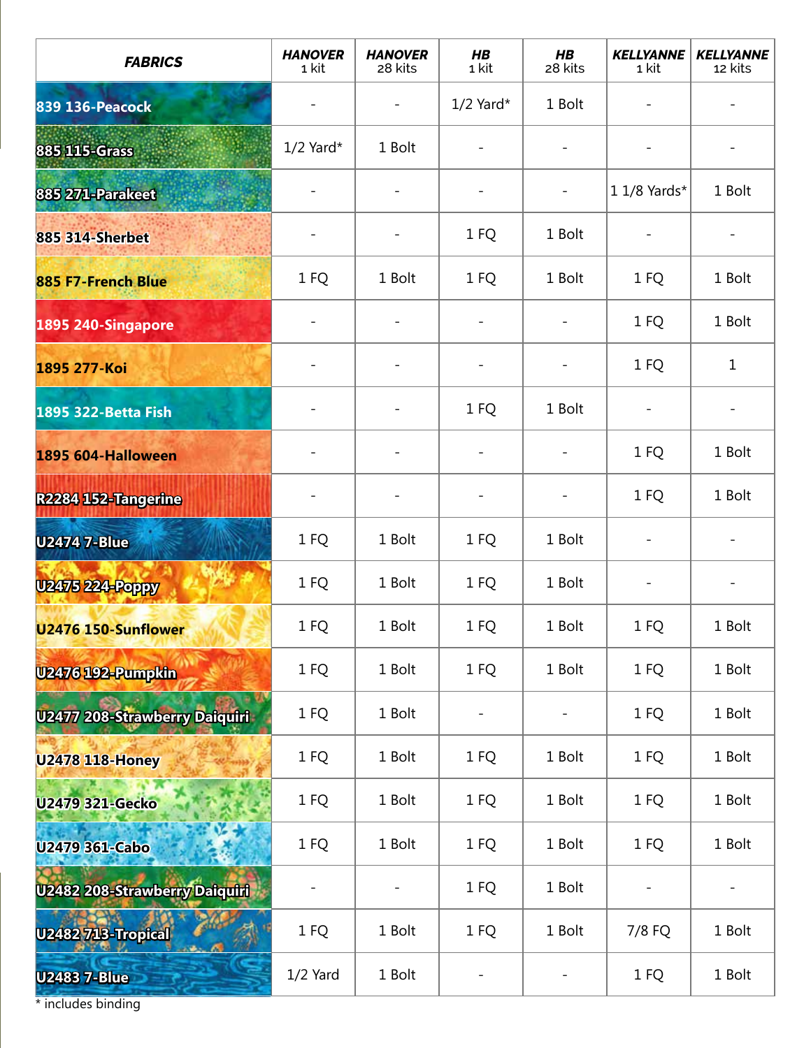| FABRICS | HANOVER 1 kit | HANOVER 28 kits | HB 1 kit | HB 28 kits | KELLYANNE 1 kit | KELLYANNE 12 kits |
|---|---|---|---|---|---|---|
| 839 136-Peacock | - | - | 1/2 Yard* | 1 Bolt | - | - |
| 885 115-Grass | 1/2 Yard* | 1 Bolt | - | - | - | - |
| 885 271-Parakeet | - | - | - | - | 1 1/8 Yards* | 1 Bolt |
| 885 314-Sherbet | - | - | 1 FQ | 1 Bolt | - | - |
| 885 F7-French Blue | 1 FQ | 1 Bolt | 1 FQ | 1 Bolt | 1 FQ | 1 Bolt |
| 1895 240-Singapore | - | - | - | - | 1 FQ | 1 Bolt |
| 1895 277-Koi | - | - | - | - | 1 FQ | 1 |
| 1895 322-Betta Fish | - | - | 1 FQ | 1 Bolt | - | - |
| 1895 604-Halloween | - | - | - | - | 1 FQ | 1 Bolt |
| R2284 152-Tangerine | - | - | - | - | 1 FQ | 1 Bolt |
| U2474 7-Blue | 1 FQ | 1 Bolt | 1 FQ | 1 Bolt | - | - |
| U2475 224-Poppy | 1 FQ | 1 Bolt | 1 FQ | 1 Bolt | - | - |
| U2476 150-Sunflower | 1 FQ | 1 Bolt | 1 FQ | 1 Bolt | 1 FQ | 1 Bolt |
| U2476 192-Pumpkin | 1 FQ | 1 Bolt | 1 FQ | 1 Bolt | 1 FQ | 1 Bolt |
| U2477 208-Strawberry Daiquiri | 1 FQ | 1 Bolt | - | - | 1 FQ | 1 Bolt |
| U2478 118-Honey | 1 FQ | 1 Bolt | 1 FQ | 1 Bolt | 1 FQ | 1 Bolt |
| U2479 321-Gecko | 1 FQ | 1 Bolt | 1 FQ | 1 Bolt | 1 FQ | 1 Bolt |
| U2479 361-Cabo | 1 FQ | 1 Bolt | 1 FQ | 1 Bolt | 1 FQ | 1 Bolt |
| U2482 208-Strawberry Daiquiri | - | - | 1 FQ | 1 Bolt | - | - |
| U2482 713-Tropical | 1 FQ | 1 Bolt | 1 FQ | 1 Bolt | 7/8 FQ | 1 Bolt |
| U2483 7-Blue | 1/2 Yard | 1 Bolt | - | - | 1 FQ | 1 Bolt |

* includes binding